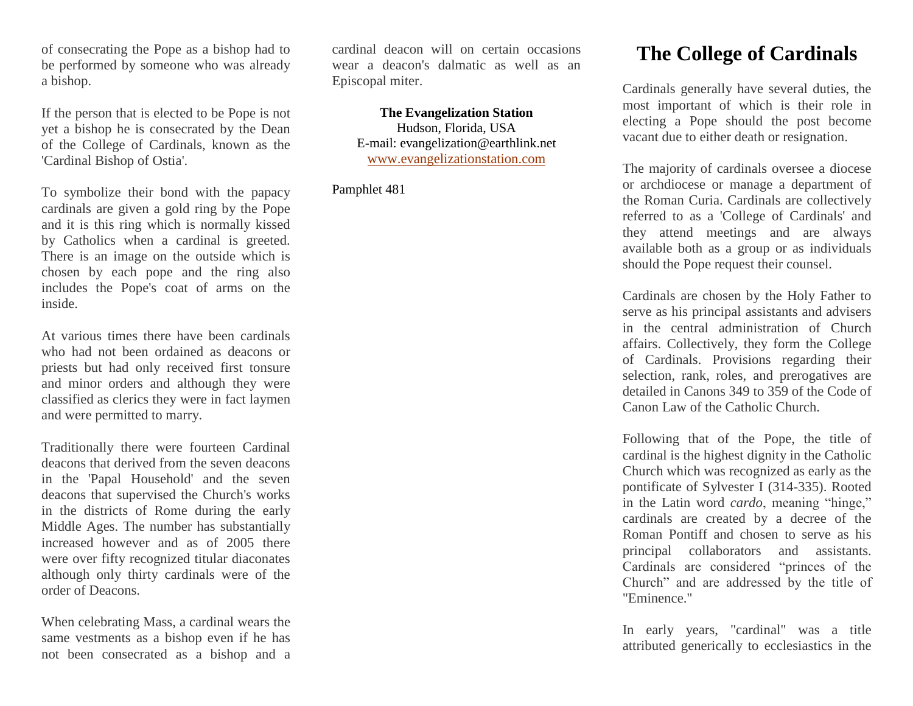of consecrating the Pope as a bishop had to be performed by someone who was already a bishop.

If the person that is elected to be Pope is not yet a bishop he is consecrated by the Dean of the College of Cardinals, known as the 'Cardinal Bishop of Ostia'.

To symbolize their bond with the papacy cardinals are given a gold ring by the Pope and it is this ring which is normally kissed by Catholics when a cardinal is greeted. There is an image on the outside which is chosen by each pope and the ring also includes the Pope's coat of arms on the inside.

At various times there have been cardinals who had not been ordained as deacons or priests but had only received first tonsure and minor orders and although they were classified as clerics they were in fact laymen and were permitted to marry.

Traditionally there were fourteen Cardinal deacons that derived from the seven deacons in the 'Papal Household' and the seven deacons that supervised the Church's works in the districts of Rome during the early Middle Ages. The number has substantially increased however and as of 2005 there were over fifty recognized titular diaconates although only thirty cardinals were of the order of Deacons.

When celebrating Mass, a cardinal wears the same vestments as a bishop even if he has not been consecrated as a bishop and a cardinal deacon will on certain occasions wear a deacon's dalmatic as well as an Episcopal miter.

**The Evangelization Station**
Hudson, Florida, USA
E-mail: evangelization@earthlink.net
www.evangelizationstation.com

Pamphlet 481

# The College of Cardinals

Cardinals generally have several duties, the most important of which is their role in electing a Pope should the post become vacant due to either death or resignation.

The majority of cardinals oversee a diocese or archdiocese or manage a department of the Roman Curia. Cardinals are collectively referred to as a 'College of Cardinals' and they attend meetings and are always available both as a group or as individuals should the Pope request their counsel.

Cardinals are chosen by the Holy Father to serve as his principal assistants and advisers in the central administration of Church affairs. Collectively, they form the College of Cardinals. Provisions regarding their selection, rank, roles, and prerogatives are detailed in Canons 349 to 359 of the Code of Canon Law of the Catholic Church.

Following that of the Pope, the title of cardinal is the highest dignity in the Catholic Church which was recognized as early as the pontificate of Sylvester I (314-335). Rooted in the Latin word *cardo*, meaning "hinge," cardinals are created by a decree of the Roman Pontiff and chosen to serve as his principal collaborators and assistants. Cardinals are considered "princes of the Church" and are addressed by the title of "Eminence."

In early years, "cardinal" was a title attributed generically to ecclesiastics in the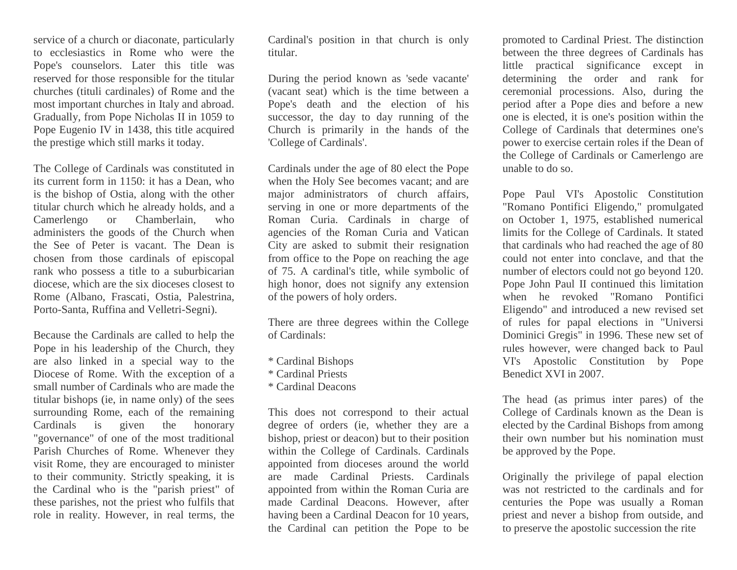service of a church or diaconate, particularly to ecclesiastics in Rome who were the Pope's counselors. Later this title was reserved for those responsible for the titular churches (tituli cardinales) of Rome and the most important churches in Italy and abroad. Gradually, from Pope Nicholas II in 1059 to Pope Eugenio IV in 1438, this title acquired the prestige which still marks it today.

The College of Cardinals was constituted in its current form in 1150: it has a Dean, who is the bishop of Ostia, along with the other titular church which he already holds, and a Camerlengo or Chamberlain, who administers the goods of the Church when the See of Peter is vacant. The Dean is chosen from those cardinals of episcopal rank who possess a title to a suburbicarian diocese, which are the six dioceses closest to Rome (Albano, Frascati, Ostia, Palestrina, Porto-Santa, Ruffina and Velletri-Segni).

Because the Cardinals are called to help the Pope in his leadership of the Church, they are also linked in a special way to the Diocese of Rome. With the exception of a small number of Cardinals who are made the titular bishops (ie, in name only) of the sees surrounding Rome, each of the remaining Cardinals is given the honorary "governance" of one of the most traditional Parish Churches of Rome. Whenever they visit Rome, they are encouraged to minister to their community. Strictly speaking, it is the Cardinal who is the "parish priest" of these parishes, not the priest who fulfils that role in reality. However, in real terms, the Cardinal's position in that church is only titular.

During the period known as 'sede vacante' (vacant seat) which is the time between a Pope's death and the election of his successor, the day to day running of the Church is primarily in the hands of the 'College of Cardinals'.

Cardinals under the age of 80 elect the Pope when the Holy See becomes vacant; and are major administrators of church affairs, serving in one or more departments of the Roman Curia. Cardinals in charge of agencies of the Roman Curia and Vatican City are asked to submit their resignation from office to the Pope on reaching the age of 75. A cardinal's title, while symbolic of high honor, does not signify any extension of the powers of holy orders.

There are three degrees within the College of Cardinals:

* Cardinal Bishops
* Cardinal Priests
* Cardinal Deacons

This does not correspond to their actual degree of orders (ie, whether they are a bishop, priest or deacon) but to their position within the College of Cardinals. Cardinals appointed from dioceses around the world are made Cardinal Priests. Cardinals appointed from within the Roman Curia are made Cardinal Deacons. However, after having been a Cardinal Deacon for 10 years, the Cardinal can petition the Pope to be promoted to Cardinal Priest. The distinction between the three degrees of Cardinals has little practical significance except in determining the order and rank for ceremonial processions. Also, during the period after a Pope dies and before a new one is elected, it is one's position within the College of Cardinals that determines one's power to exercise certain roles if the Dean of the College of Cardinals or Camerlengo are unable to do so.

Pope Paul VI's Apostolic Constitution "Romano Pontifici Eligendo," promulgated on October 1, 1975, established numerical limits for the College of Cardinals. It stated that cardinals who had reached the age of 80 could not enter into conclave, and that the number of electors could not go beyond 120. Pope John Paul II continued this limitation when he revoked "Romano Pontifici Eligendo" and introduced a new revised set of rules for papal elections in "Universi Dominici Gregis" in 1996. These new set of rules however, were changed back to Paul VI's Apostolic Constitution by Pope Benedict XVI in 2007.

The head (as primus inter pares) of the College of Cardinals known as the Dean is elected by the Cardinal Bishops from among their own number but his nomination must be approved by the Pope.

Originally the privilege of papal election was not restricted to the cardinals and for centuries the Pope was usually a Roman priest and never a bishop from outside, and to preserve the apostolic succession the rite